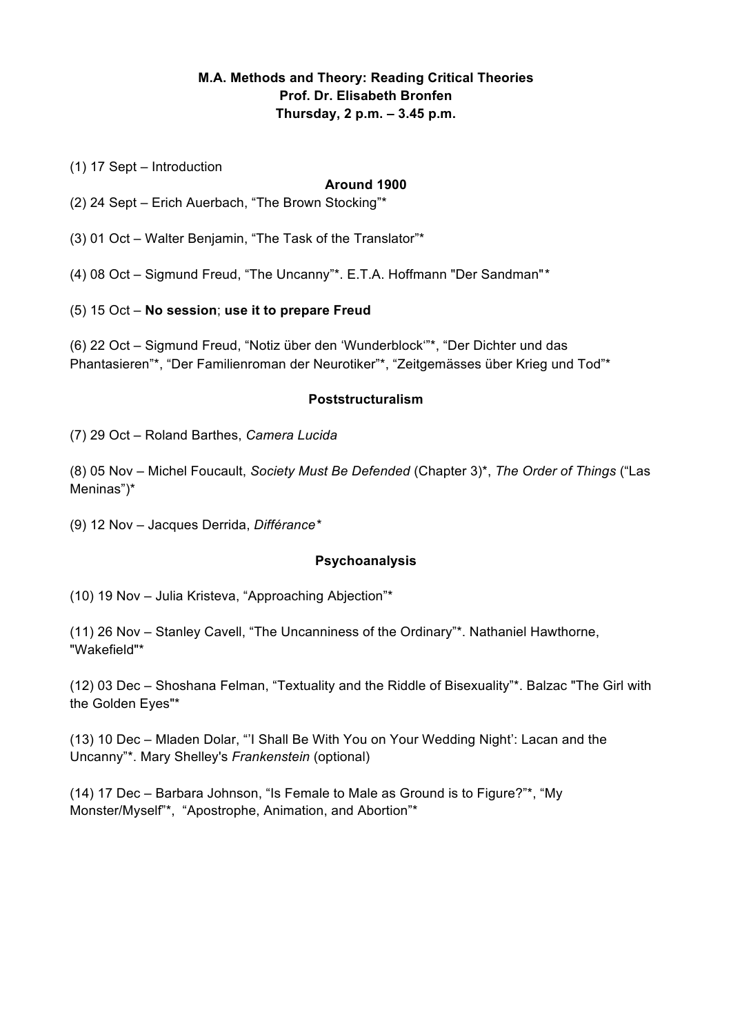**M.A. Methods and Theory: Reading Critical Theories**
**Prof. Dr. Elisabeth Bronfen**
**Thursday, 2 p.m. – 3.45 p.m.**

(1) 17 Sept – Introduction

**Around 1900**

(2) 24 Sept – Erich Auerbach, "The Brown Stocking"*

(3) 01 Oct – Walter Benjamin, "The Task of the Translator"*

(4) 08 Oct – Sigmund Freud, "The Uncanny"*. E.T.A. Hoffmann "Der Sandman"*

(5) 15 Oct – **No session**; **use it to prepare Freud**

(6) 22 Oct – Sigmund Freud, "Notiz über den 'Wunderblock'"*, "Der Dichter und das Phantasieren"*, "Der Familienroman der Neurotiker"*, "Zeitgemässes über Krieg und Tod"*

**Poststructuralism**

(7) 29 Oct – Roland Barthes, *Camera Lucida*

(8) 05 Nov – Michel Foucault, *Society Must Be Defended* (Chapter 3)*, *The Order of Things* ("Las Meninas")*

(9) 12 Nov – Jacques Derrida, *Différance**

**Psychoanalysis**

(10) 19 Nov – Julia Kristeva, "Approaching Abjection"*

(11) 26 Nov – Stanley Cavell, "The Uncanniness of the Ordinary"*. Nathaniel Hawthorne, "Wakefield"*

(12) 03 Dec – Shoshana Felman, "Textuality and the Riddle of Bisexuality"*. Balzac "The Girl with the Golden Eyes"*

(13) 10 Dec – Mladen Dolar, "'I Shall Be With You on Your Wedding Night': Lacan and the Uncanny"*. Mary Shelley's *Frankenstein* (optional)

(14) 17 Dec – Barbara Johnson, "Is Female to Male as Ground is to Figure?"*, "My Monster/Myself"*, "Apostrophe, Animation, and Abortion"*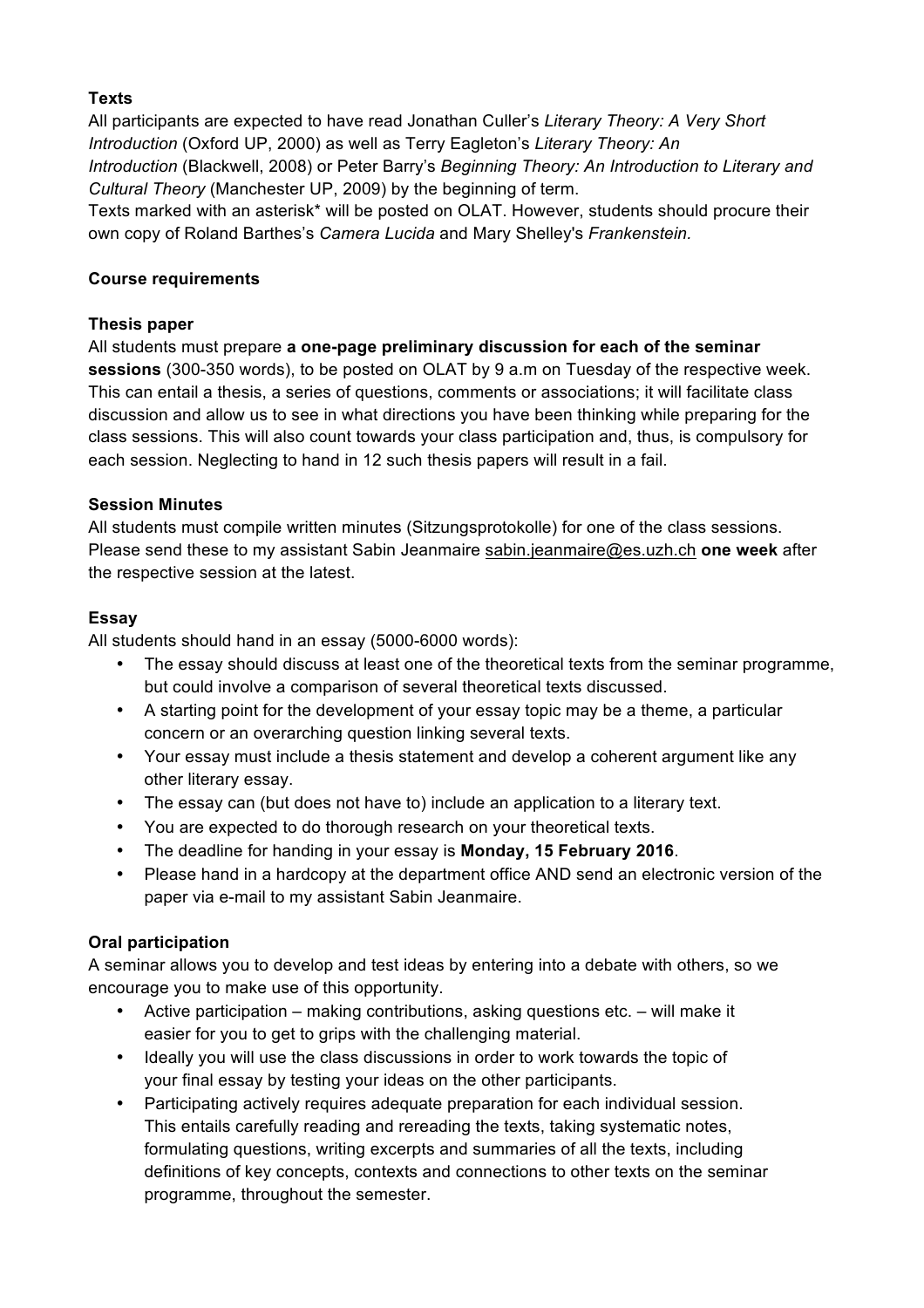**Texts**

All participants are expected to have read Jonathan Culler's *Literary Theory: A Very Short Introduction* (Oxford UP, 2000) as well as Terry Eagleton's *Literary Theory: An Introduction* (Blackwell, 2008) or Peter Barry's *Beginning Theory: An Introduction to Literary and Cultural Theory* (Manchester UP, 2009) by the beginning of term.
Texts marked with an asterisk* will be posted on OLAT. However, students should procure their own copy of Roland Barthes's *Camera Lucida* and Mary Shelley's *Frankenstein.*

**Course requirements**

**Thesis paper**

All students must prepare **a one-page preliminary discussion for each of the seminar sessions** (300-350 words), to be posted on OLAT by 9 a.m on Tuesday of the respective week. This can entail a thesis, a series of questions, comments or associations; it will facilitate class discussion and allow us to see in what directions you have been thinking while preparing for the class sessions. This will also count towards your class participation and, thus, is compulsory for each session. Neglecting to hand in 12 such thesis papers will result in a fail.

**Session Minutes**

All students must compile written minutes (Sitzungsprotokolle) for one of the class sessions. Please send these to my assistant Sabin Jeanmaire sabin.jeanmaire@es.uzh.ch **one week** after the respective session at the latest.

**Essay**

All students should hand in an essay (5000-6000 words):

- The essay should discuss at least one of the theoretical texts from the seminar programme, but could involve a comparison of several theoretical texts discussed.
- A starting point for the development of your essay topic may be a theme, a particular concern or an overarching question linking several texts.
- Your essay must include a thesis statement and develop a coherent argument like any other literary essay.
- The essay can (but does not have to) include an application to a literary text.
- You are expected to do thorough research on your theoretical texts.
- The deadline for handing in your essay is **Monday, 15 February 2016**.
- Please hand in a hardcopy at the department office AND send an electronic version of the paper via e-mail to my assistant Sabin Jeanmaire.

**Oral participation**

A seminar allows you to develop and test ideas by entering into a debate with others, so we encourage you to make use of this opportunity.

- Active participation – making contributions, asking questions etc. – will make it easier for you to get to grips with the challenging material.
- Ideally you will use the class discussions in order to work towards the topic of your final essay by testing your ideas on the other participants.
- Participating actively requires adequate preparation for each individual session. This entails carefully reading and rereading the texts, taking systematic notes, formulating questions, writing excerpts and summaries of all the texts, including definitions of key concepts, contexts and connections to other texts on the seminar programme, throughout the semester.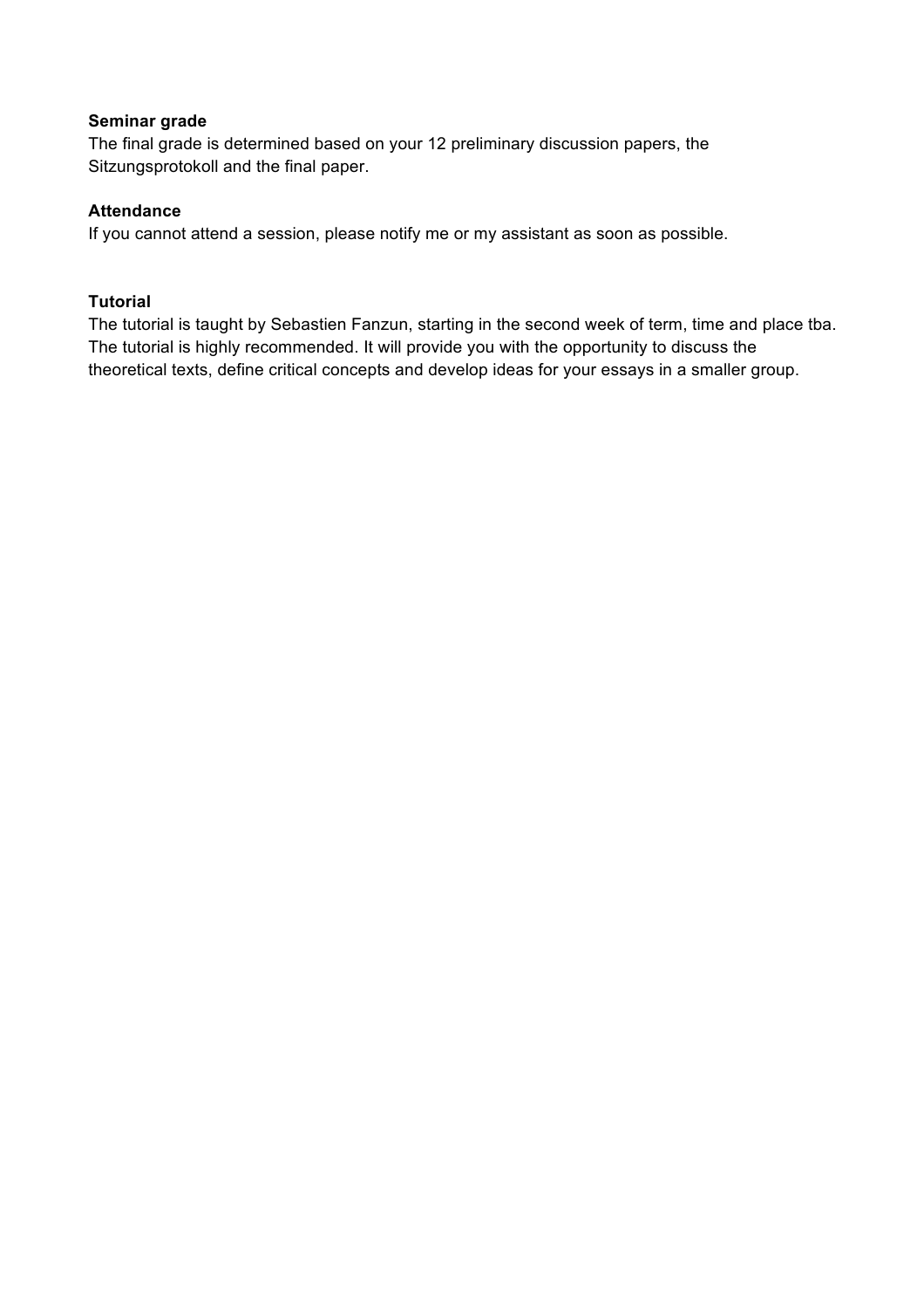**Seminar grade**

The final grade is determined based on your 12 preliminary discussion papers, the Sitzungsprotokoll and the final paper.

**Attendance**

If you cannot attend a session, please notify me or my assistant as soon as possible.

**Tutorial**

The tutorial is taught by Sebastien Fanzun, starting in the second week of term, time and place tba. The tutorial is highly recommended. It will provide you with the opportunity to discuss the theoretical texts, define critical concepts and develop ideas for your essays in a smaller group.